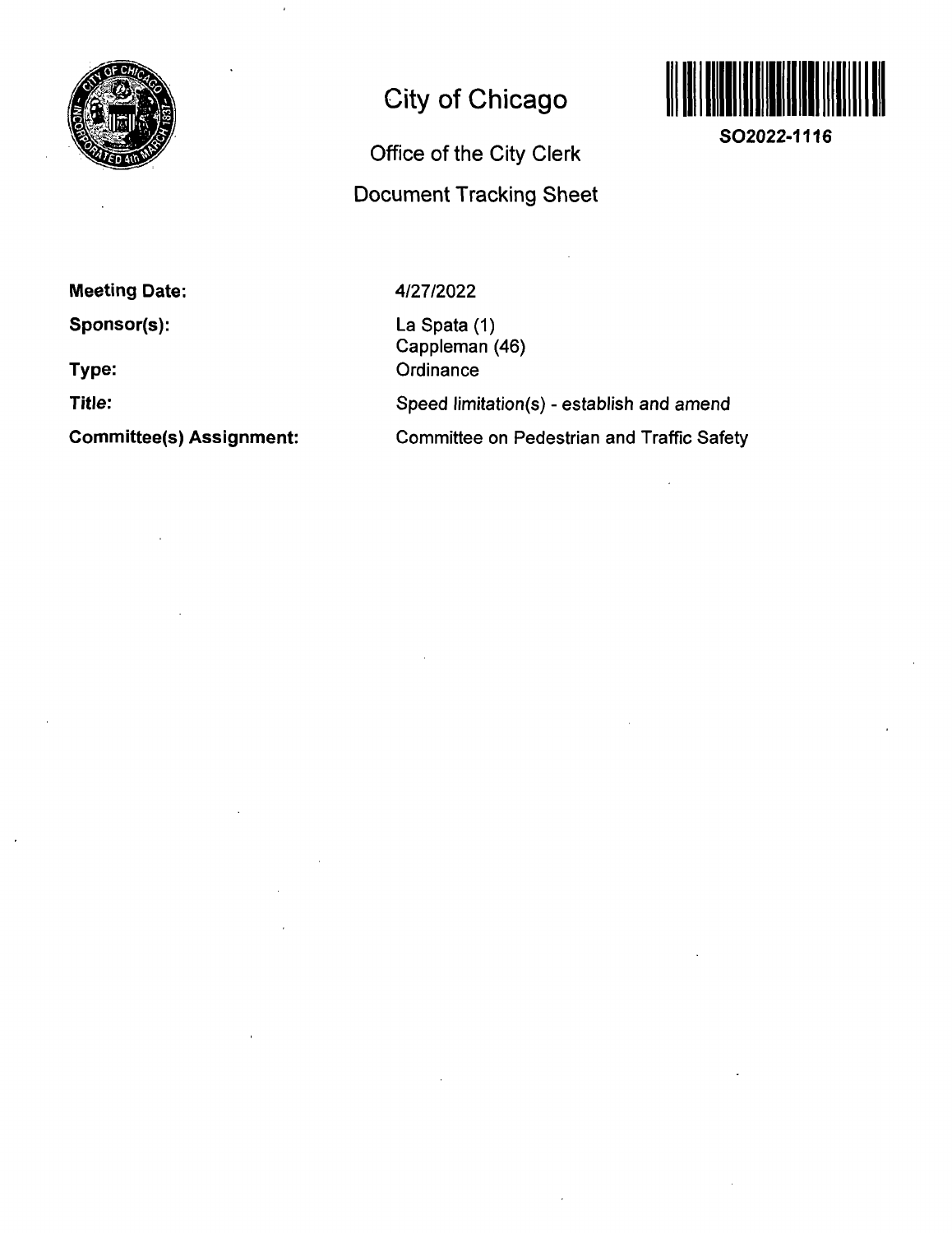# City of Chicago

## Office of the City Clerk

## Document Tracking Sheet

**SO2022-1116**

**Meeting Date:** 4/27/2022

**Sponsor(s):** La Spata (1)
Cappleman (46)

**Type:** Ordinance

**Title:** *Speed limitation(s) - establish and amend*

**Committee(s) Assignment:** Committee on Pedestrian and Traffic Safety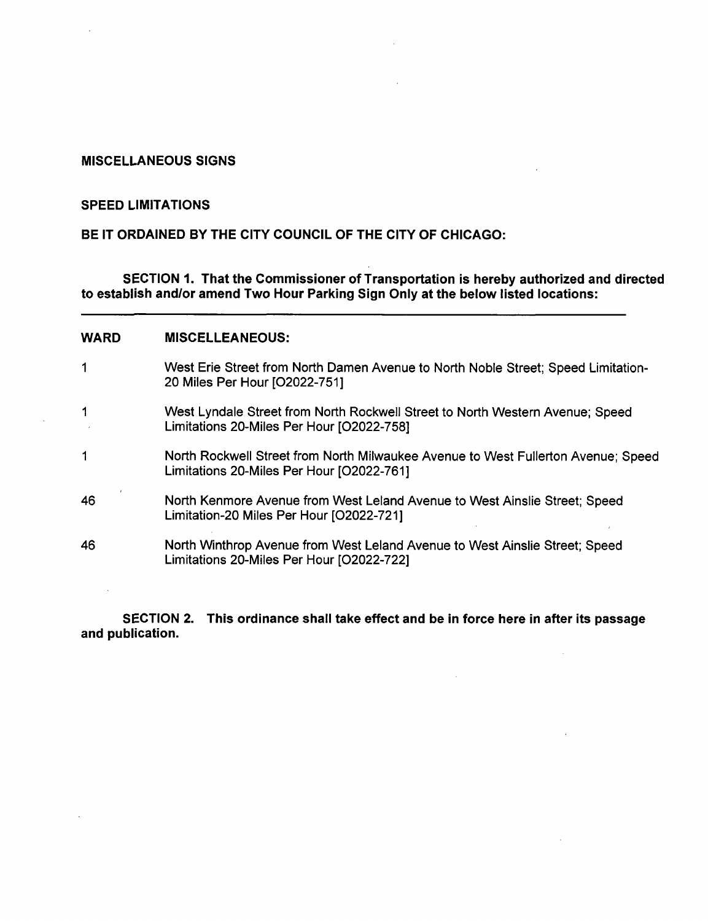**MISCELLANEOUS SIGNS**

**SPEED LIMITATIONS**

**BE IT ORDAINED BY THE CITY COUNCIL OF THE CITY OF CHICAGO:**

**SECTION 1. That the Commissioner of Transportation is hereby authorized and directed to establish and/or amend Two Hour Parking Sign Only at the below listed locations:**

| WARD | MISCELLEANEOUS: |
| --- | --- |
| 1 | West Erie Street from North Damen Avenue to North Noble Street; Speed Limitation-20 Miles Per Hour [O2022-751] |
| 1 | West Lyndale Street from North Rockwell Street to North Western Avenue; Speed Limitations 20-Miles Per Hour [O2022-758] |
| 1 | North Rockwell Street from North Milwaukee Avenue to West Fullerton Avenue; Speed Limitations 20-Miles Per Hour [O2022-761] |
| 46 | North Kenmore Avenue from West Leland Avenue to West Ainslie Street; Speed Limitation-20 Miles Per Hour [O2022-721] |
| 46 | North Winthrop Avenue from West Leland Avenue to West Ainslie Street; Speed Limitations 20-Miles Per Hour [O2022-722] |

**SECTION 2. This ordinance shall take effect and be in force here in after its passage and publication.**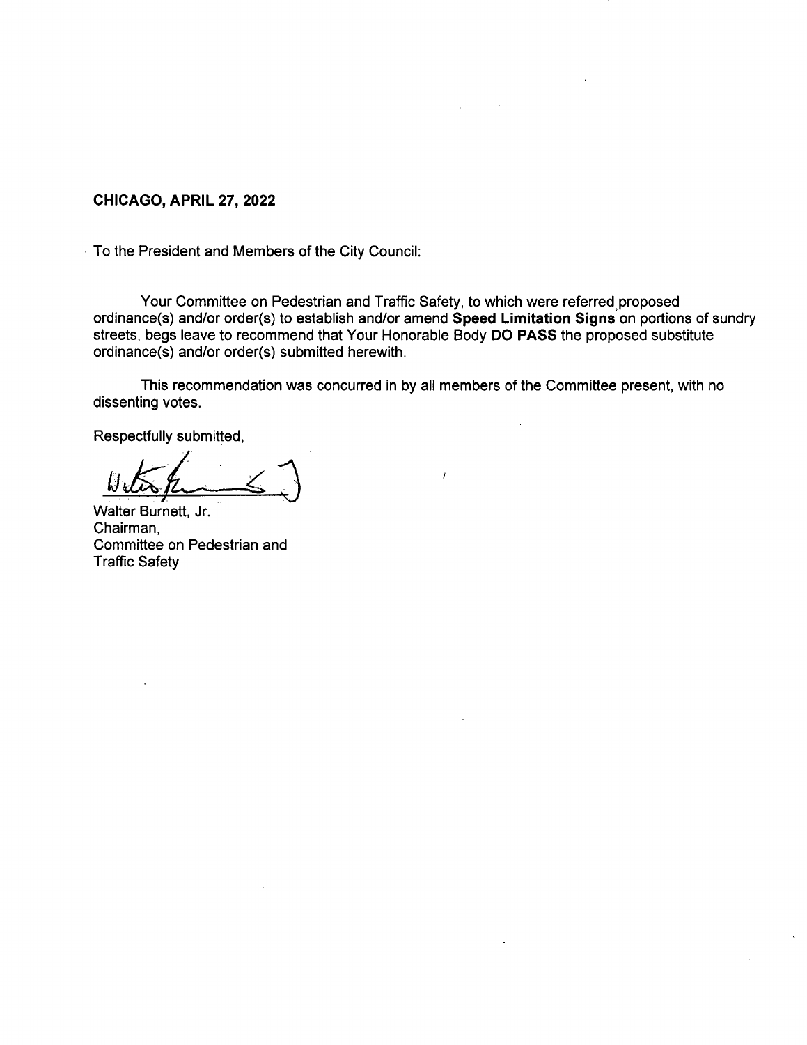**CHICAGO, APRIL 27, 2022**

To the President and Members of the City Council:

Your Committee on Pedestrian and Traffic Safety, to which were referred proposed ordinance(s) and/or order(s) to establish and/or amend **Speed Limitation Signs** on portions of sundry streets, begs leave to recommend that Your Honorable Body **DO PASS** the proposed substitute ordinance(s) and/or order(s) submitted herewith.

This recommendation was concurred in by all members of the Committee present, with no dissenting votes.

Respectfully submitted,

Walter Burnett, Jr.
Chairman,
Committee on Pedestrian and
Traffic Safety